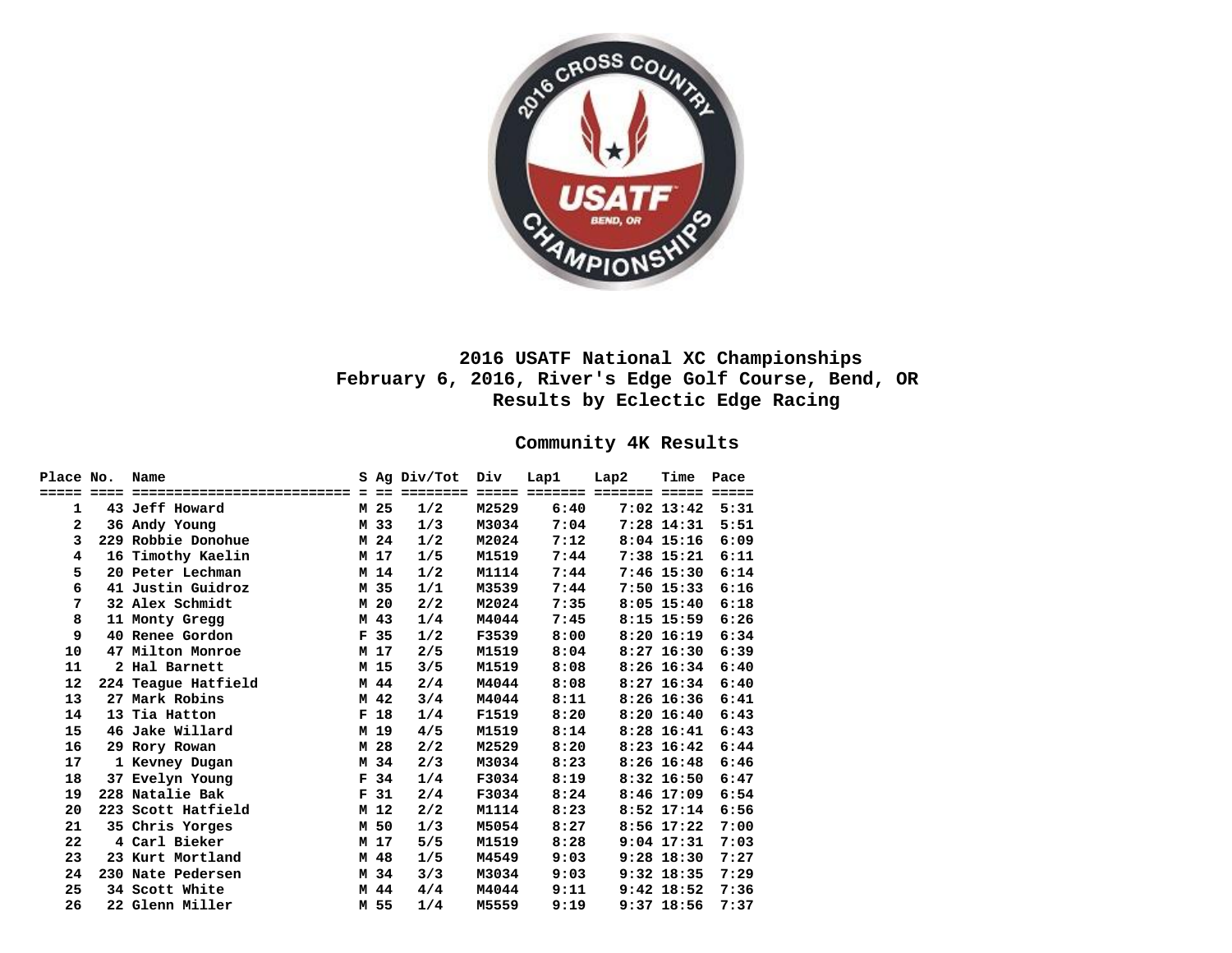# 2016 USATF National XC Championships

## February 6, 2016, River's Edge Golf Course, Bend, OR

## Results by Eclectic Edge Racing

### Community 4K Results

| Place | No. | Name | S | Ag | Div/Tot | Div | Lap1 | Lap2 | Time | Pace |
|---|---|---|---|---|---|---|---|---|---|---|
| 1 | 43 | Jeff Howard | M | 25 | 1/2 | M2529 | 6:40 | 7:02 | 13:42 | 5:31 |
| 2 | 36 | Andy Young | M | 33 | 1/3 | M3034 | 7:04 | 7:28 | 14:31 | 5:51 |
| 3 | 229 | Robbie Donohue | M | 24 | 1/2 | M2024 | 7:12 | 8:04 | 15:16 | 6:09 |
| 4 | 16 | Timothy Kaelin | M | 17 | 1/5 | M1519 | 7:44 | 7:38 | 15:21 | 6:11 |
| 5 | 20 | Peter Lechman | M | 14 | 1/2 | M1114 | 7:44 | 7:46 | 15:30 | 6:14 |
| 6 | 41 | Justin Guidroz | M | 35 | 1/1 | M3539 | 7:44 | 7:50 | 15:33 | 6:16 |
| 7 | 32 | Alex Schmidt | M | 20 | 2/2 | M2024 | 7:35 | 8:05 | 15:40 | 6:18 |
| 8 | 11 | Monty Gregg | M | 43 | 1/4 | M4044 | 7:45 | 8:15 | 15:59 | 6:26 |
| 9 | 40 | Renee Gordon | F | 35 | 1/2 | F3539 | 8:00 | 8:20 | 16:19 | 6:34 |
| 10 | 47 | Milton Monroe | M | 17 | 2/5 | M1519 | 8:04 | 8:27 | 16:30 | 6:39 |
| 11 | 2 | Hal Barnett | M | 15 | 3/5 | M1519 | 8:08 | 8:26 | 16:34 | 6:40 |
| 12 | 224 | Teague Hatfield | M | 44 | 2/4 | M4044 | 8:08 | 8:27 | 16:34 | 6:40 |
| 13 | 27 | Mark Robins | M | 42 | 3/4 | M4044 | 8:11 | 8:26 | 16:36 | 6:41 |
| 14 | 13 | Tia Hatton | F | 18 | 1/4 | F1519 | 8:20 | 8:20 | 16:40 | 6:43 |
| 15 | 46 | Jake Willard | M | 19 | 4/5 | M1519 | 8:14 | 8:28 | 16:41 | 6:43 |
| 16 | 29 | Rory Rowan | M | 28 | 2/2 | M2529 | 8:20 | 8:23 | 16:42 | 6:44 |
| 17 | 1 | Kevney Dugan | M | 34 | 2/3 | M3034 | 8:23 | 8:26 | 16:48 | 6:46 |
| 18 | 37 | Evelyn Young | F | 34 | 1/4 | F3034 | 8:19 | 8:32 | 16:50 | 6:47 |
| 19 | 228 | Natalie Bak | F | 31 | 2/4 | F3034 | 8:24 | 8:46 | 17:09 | 6:54 |
| 20 | 223 | Scott Hatfield | M | 12 | 2/2 | M1114 | 8:23 | 8:52 | 17:14 | 6:56 |
| 21 | 35 | Chris Yorges | M | 50 | 1/3 | M5054 | 8:27 | 8:56 | 17:22 | 7:00 |
| 22 | 4 | Carl Bieker | M | 17 | 5/5 | M1519 | 8:28 | 9:04 | 17:31 | 7:03 |
| 23 | 23 | Kurt Mortland | M | 48 | 1/5 | M4549 | 9:03 | 9:28 | 18:30 | 7:27 |
| 24 | 230 | Nate Pedersen | M | 34 | 3/3 | M3034 | 9:03 | 9:32 | 18:35 | 7:29 |
| 25 | 34 | Scott White | M | 44 | 4/4 | M4044 | 9:11 | 9:42 | 18:52 | 7:36 |
| 26 | 22 | Glenn Miller | M | 55 | 1/4 | M5559 | 9:19 | 9:37 | 18:56 | 7:37 |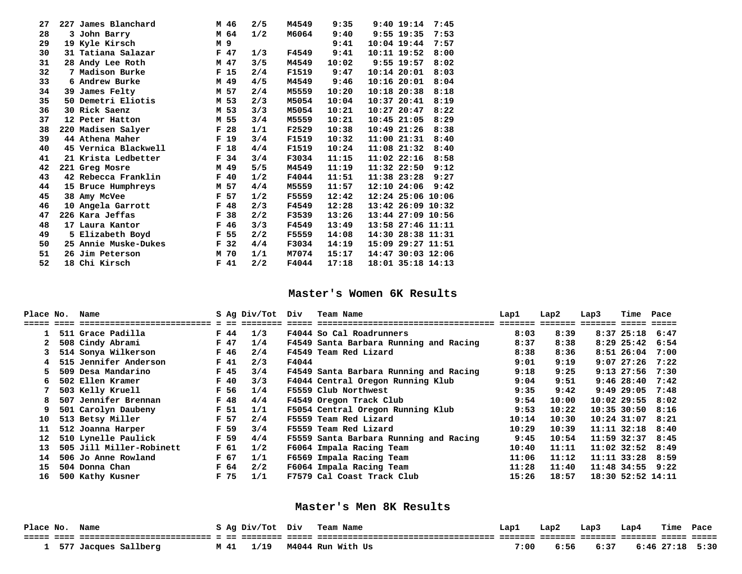| Place | No. | Name | S | Ag | Div/Tot | Div | Lap1 | Lap2 | Time | Pace |
|---|---|---|---|---|---|---|---|---|---|---|
| 27 | 227 | James Blanchard | M | 46 | 2/5 | M4549 | 9:35 | 9:40 | 19:14 | 7:45 |
| 28 | 3 | John Barry | M | 64 | 1/2 | M6064 | 9:40 | 9:55 | 19:35 | 7:53 |
| 29 | 19 | Kyle Kirsch | M | 9 | | | 9:41 | 10:04 | 19:44 | 7:57 |
| 30 | 31 | Tatiana Salazar | F | 47 | 1/3 | F4549 | 9:41 | 10:11 | 19:52 | 8:00 |
| 31 | 28 | Andy Lee Roth | M | 47 | 3/5 | M4549 | 10:02 | 9:55 | 19:57 | 8:02 |
| 32 | 7 | Madison Burke | F | 15 | 2/4 | F1519 | 9:47 | 10:14 | 20:01 | 8:03 |
| 33 | 6 | Andrew Burke | M | 49 | 4/5 | M4549 | 9:46 | 10:16 | 20:01 | 8:04 |
| 34 | 39 | James Felty | M | 57 | 2/4 | M5559 | 10:20 | 10:18 | 20:38 | 8:18 |
| 35 | 50 | Demetri Eliotis | M | 53 | 2/3 | M5054 | 10:04 | 10:37 | 20:41 | 8:19 |
| 36 | 30 | Rick Saenz | M | 53 | 3/3 | M5054 | 10:21 | 10:27 | 20:47 | 8:22 |
| 37 | 12 | Peter Hatton | M | 55 | 3/4 | M5559 | 10:21 | 10:45 | 21:05 | 8:29 |
| 38 | 220 | Madisen Salyer | F | 28 | 1/1 | F2529 | 10:38 | 10:49 | 21:26 | 8:38 |
| 39 | 44 | Athena Maher | F | 19 | 3/4 | F1519 | 10:32 | 11:00 | 21:31 | 8:40 |
| 40 | 45 | Vernica Blackwell | F | 18 | 4/4 | F1519 | 10:24 | 11:08 | 21:32 | 8:40 |
| 41 | 21 | Krista Ledbetter | F | 34 | 3/4 | F3034 | 11:15 | 11:02 | 22:16 | 8:58 |
| 42 | 221 | Greg Mosre | M | 49 | 5/5 | M4549 | 11:19 | 11:32 | 22:50 | 9:12 |
| 43 | 42 | Rebecca Franklin | F | 40 | 1/2 | F4044 | 11:51 | 11:38 | 23:28 | 9:27 |
| 44 | 15 | Bruce Humphreys | M | 57 | 4/4 | M5559 | 11:57 | 12:10 | 24:06 | 9:42 |
| 45 | 38 | Amy McVee | F | 57 | 1/2 | F5559 | 12:42 | 12:24 | 25:06 | 10:06 |
| 46 | 10 | Angela Garrott | F | 48 | 2/3 | F4549 | 12:28 | 13:42 | 26:09 | 10:32 |
| 47 | 226 | Kara Jeffas | F | 38 | 2/2 | F3539 | 13:26 | 13:44 | 27:09 | 10:56 |
| 48 | 17 | Laura Kantor | F | 46 | 3/3 | F4549 | 13:49 | 13:58 | 27:46 | 11:11 |
| 49 | 5 | Elizabeth Boyd | F | 55 | 2/2 | F5559 | 14:08 | 14:30 | 28:38 | 11:31 |
| 50 | 25 | Annie Muske-Dukes | F | 32 | 4/4 | F3034 | 14:19 | 15:09 | 29:27 | 11:51 |
| 51 | 26 | Jim Peterson | M | 70 | 1/1 | M7074 | 15:17 | 14:47 | 30:03 | 12:06 |
| 52 | 18 | Chi Kirsch | F | 41 | 2/2 | F4044 | 17:18 | 18:01 | 35:18 | 14:13 |

## Master's Women 6K Results

| Place | No. | Name | S | Ag | Div/Tot | Div | Team Name | Lap1 | Lap2 | Lap3 | Time | Pace |
|---|---|---|---|---|---|---|---|---|---|---|---|---|
| 1 | 511 | Grace Padilla | F | 44 | 1/3 | F4044 | So Cal Roadrunners | 8:03 | 8:39 | 8:37 | 25:18 | 6:47 |
| 2 | 508 | Cindy Abrami | F | 47 | 1/4 | F4549 | Santa Barbara Running and Racing | 8:37 | 8:38 | 8:29 | 25:42 | 6:54 |
| 3 | 514 | Sonya Wilkerson | F | 46 | 2/4 | F4549 | Team Red Lizard | 8:38 | 8:36 | 8:51 | 26:04 | 7:00 |
| 4 | 515 | Jennifer Anderson | F | 41 | 2/3 | F4044 | | 9:01 | 9:19 | 9:07 | 27:26 | 7:22 |
| 5 | 509 | Desa Mandarino | F | 45 | 3/4 | F4549 | Santa Barbara Running and Racing | 9:18 | 9:25 | 9:13 | 27:56 | 7:30 |
| 6 | 502 | Ellen Kramer | F | 40 | 3/3 | F4044 | Central Oregon Running Klub | 9:04 | 9:51 | 9:46 | 28:40 | 7:42 |
| 7 | 503 | Kelly Kruell | F | 56 | 1/4 | F5559 | Club Northwest | 9:35 | 9:42 | 9:49 | 29:05 | 7:48 |
| 8 | 507 | Jennifer Brennan | F | 48 | 4/4 | F4549 | Oregon Track Club | 9:54 | 10:00 | 10:02 | 29:55 | 8:02 |
| 9 | 501 | Carolyn Daubeny | F | 51 | 1/1 | F5054 | Central Oregon Running Klub | 9:53 | 10:22 | 10:35 | 30:50 | 8:16 |
| 10 | 513 | Betsy Miller | F | 57 | 2/4 | F5559 | Team Red Lizard | 10:14 | 10:30 | 10:24 | 31:07 | 8:21 |
| 11 | 512 | Joanna Harper | F | 59 | 3/4 | F5559 | Team Red Lizard | 10:29 | 10:39 | 11:11 | 32:18 | 8:40 |
| 12 | 510 | Lynelle Paulick | F | 59 | 4/4 | F5559 | Santa Barbara Running and Racing | 9:45 | 10:54 | 11:59 | 32:37 | 8:45 |
| 13 | 505 | Jill Miller-Robinett | F | 61 | 1/2 | F6064 | Impala Racing Team | 10:40 | 11:11 | 11:02 | 32:52 | 8:49 |
| 14 | 506 | Jo Anne Rowland | F | 67 | 1/1 | F6569 | Impala Racing Team | 11:06 | 11:12 | 11:11 | 33:28 | 8:59 |
| 15 | 504 | Donna Chan | F | 64 | 2/2 | F6064 | Impala Racing Team | 11:28 | 11:40 | 11:48 | 34:55 | 9:22 |
| 16 | 500 | Kathy Kusner | F | 75 | 1/1 | F7579 | Cal Coast Track Club | 15:26 | 18:57 | 18:30 | 52:52 | 14:11 |

## Master's Men 8K Results

| Place | No. | Name | S | Ag | Div/Tot | Div | Team Name | Lap1 | Lap2 | Lap3 | Lap4 | Time | Pace |
|---|---|---|---|---|---|---|---|---|---|---|---|---|---|
| 1 | 577 | Jacques Sallberg | M | 41 | 1/19 | M4044 | Run With Us | 7:00 | 6:56 | 6:37 | 6:46 | 27:18 | 5:30 |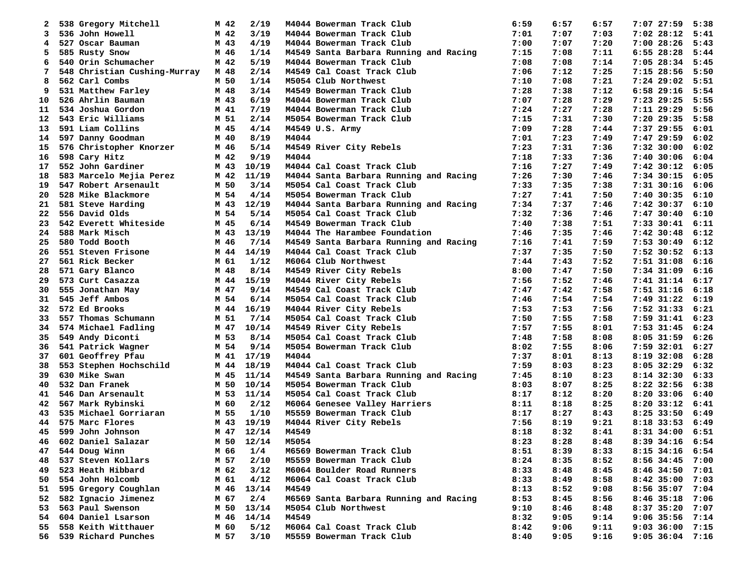| | | | | | | | | | | | | | |
|---|---|---|---|---|---|---|---|---|---|---|---|---|---|
| 2 | 538 | Gregory Mitchell | M | 42 | 2/19 | M4044 | Bowerman Track Club | 6:59 | 6:57 | 6:57 | 7:07 | 27:59 | 5:38 |
| 3 | 536 | John Howell | M | 42 | 3/19 | M4044 | Bowerman Track Club | 7:01 | 7:07 | 7:03 | 7:02 | 28:12 | 5:41 |
| 4 | 527 | Oscar Bauman | M | 43 | 4/19 | M4044 | Bowerman Track Club | 7:00 | 7:07 | 7:20 | 7:00 | 28:26 | 5:43 |
| 5 | 585 | Rusty Snow | M | 46 | 1/14 | M4549 | Santa Barbara Running and Racing | 7:15 | 7:08 | 7:11 | 6:55 | 28:28 | 5:44 |
| 6 | 540 | Orin Schumacher | M | 42 | 5/19 | M4044 | Bowerman Track Club | 7:08 | 7:08 | 7:14 | 7:05 | 28:34 | 5:45 |
| 7 | 548 | Christian Cushing-Murray | M | 48 | 2/14 | M4549 | Cal Coast Track Club | 7:06 | 7:12 | 7:25 | 7:15 | 28:56 | 5:50 |
| 8 | 562 | Carl Combs | M | 50 | 1/14 | M5054 | Club Northwest | 7:10 | 7:08 | 7:21 | 7:24 | 29:02 | 5:51 |
| 9 | 531 | Matthew Farley | M | 48 | 3/14 | M4549 | Bowerman Track Club | 7:28 | 7:38 | 7:12 | 6:58 | 29:16 | 5:54 |
| 10 | 526 | Ahrlin Bauman | M | 43 | 6/19 | M4044 | Bowerman Track Club | 7:07 | 7:28 | 7:29 | 7:23 | 29:25 | 5:55 |
| 11 | 534 | Joshua Gordon | M | 41 | 7/19 | M4044 | Bowerman Track Club | 7:24 | 7:27 | 7:28 | 7:11 | 29:29 | 5:56 |
| 12 | 543 | Eric Williams | M | 51 | 2/14 | M5054 | Bowerman Track Club | 7:15 | 7:31 | 7:30 | 7:20 | 29:35 | 5:58 |
| 13 | 591 | Liam Collins | M | 45 | 4/14 | M4549 | U.S. Army | 7:09 | 7:28 | 7:44 | 7:37 | 29:55 | 6:01 |
| 14 | 597 | Danny Goodman | M | 40 | 8/19 | M4044 | | 7:01 | 7:23 | 7:49 | 7:47 | 29:59 | 6:02 |
| 15 | 576 | Christopher Knorzer | M | 46 | 5/14 | M4549 | River City Rebels | 7:23 | 7:31 | 7:36 | 7:32 | 30:00 | 6:02 |
| 16 | 598 | Cary Hitz | M | 42 | 9/19 | M4044 | | 7:18 | 7:33 | 7:36 | 7:40 | 30:06 | 6:04 |
| 17 | 552 | John Gardiner | M | 43 | 10/19 | M4044 | Cal Coast Track Club | 7:16 | 7:27 | 7:49 | 7:42 | 30:12 | 6:05 |
| 18 | 583 | Marcelo Mejia Perez | M | 42 | 11/19 | M4044 | Santa Barbara Running and Racing | 7:26 | 7:30 | 7:46 | 7:34 | 30:15 | 6:05 |
| 19 | 547 | Robert Arsenault | M | 50 | 3/14 | M5054 | Cal Coast Track Club | 7:33 | 7:35 | 7:38 | 7:31 | 30:16 | 6:06 |
| 20 | 528 | Mike Blackmore | M | 54 | 4/14 | M5054 | Bowerman Track Club | 7:27 | 7:41 | 7:50 | 7:40 | 30:35 | 6:10 |
| 21 | 581 | Steve Harding | M | 43 | 12/19 | M4044 | Santa Barbara Running and Racing | 7:34 | 7:37 | 7:46 | 7:42 | 30:37 | 6:10 |
| 22 | 556 | David Olds | M | 54 | 5/14 | M5054 | Cal Coast Track Club | 7:32 | 7:36 | 7:46 | 7:47 | 30:40 | 6:10 |
| 23 | 542 | Everett Whiteside | M | 45 | 6/14 | M4549 | Bowerman Track Club | 7:40 | 7:38 | 7:51 | 7:33 | 30:41 | 6:11 |
| 24 | 588 | Mark Misch | M | 43 | 13/19 | M4044 | The Harambee Foundation | 7:46 | 7:35 | 7:46 | 7:42 | 30:48 | 6:12 |
| 25 | 580 | Todd Booth | M | 46 | 7/14 | M4549 | Santa Barbara Running and Racing | 7:16 | 7:41 | 7:59 | 7:53 | 30:49 | 6:12 |
| 26 | 551 | Steven Frisone | M | 44 | 14/19 | M4044 | Cal Coast Track Club | 7:37 | 7:35 | 7:50 | 7:52 | 30:52 | 6:13 |
| 27 | 561 | Rick Becker | M | 61 | 1/12 | M6064 | Club Northwest | 7:44 | 7:43 | 7:52 | 7:51 | 31:08 | 6:16 |
| 28 | 571 | Gary Blanco | M | 48 | 8/14 | M4549 | River City Rebels | 8:00 | 7:47 | 7:50 | 7:34 | 31:09 | 6:16 |
| 29 | 573 | Curt Casazza | M | 44 | 15/19 | M4044 | River City Rebels | 7:56 | 7:52 | 7:46 | 7:41 | 31:14 | 6:17 |
| 30 | 555 | Jonathan May | M | 47 | 9/14 | M4549 | Cal Coast Track Club | 7:47 | 7:42 | 7:58 | 7:51 | 31:16 | 6:18 |
| 31 | 545 | Jeff Ambos | M | 54 | 6/14 | M5054 | Cal Coast Track Club | 7:46 | 7:54 | 7:54 | 7:49 | 31:22 | 6:19 |
| 32 | 572 | Ed Brooks | M | 44 | 16/19 | M4044 | River City Rebels | 7:53 | 7:53 | 7:56 | 7:52 | 31:33 | 6:21 |
| 33 | 557 | Thomas Schumann | M | 51 | 7/14 | M5054 | Cal Coast Track Club | 7:50 | 7:55 | 7:58 | 7:59 | 31:41 | 6:23 |
| 34 | 574 | Michael Fadling | M | 47 | 10/14 | M4549 | River City Rebels | 7:57 | 7:55 | 8:01 | 7:53 | 31:45 | 6:24 |
| 35 | 549 | Andy Diconti | M | 53 | 8/14 | M5054 | Cal Coast Track Club | 7:48 | 7:58 | 8:08 | 8:05 | 31:59 | 6:26 |
| 36 | 541 | Patrick Wagner | M | 54 | 9/14 | M5054 | Bowerman Track Club | 8:02 | 7:55 | 8:06 | 7:59 | 32:01 | 6:27 |
| 37 | 601 | Geoffrey Pfau | M | 41 | 17/19 | M4044 | | 7:37 | 8:01 | 8:13 | 8:19 | 32:08 | 6:28 |
| 38 | 553 | Stephen Hochschild | M | 44 | 18/19 | M4044 | Cal Coast Track Club | 7:59 | 8:03 | 8:23 | 8:05 | 32:29 | 6:32 |
| 39 | 630 | Mike Swan | M | 45 | 11/14 | M4549 | Santa Barbara Running and Racing | 7:45 | 8:10 | 8:23 | 8:14 | 32:30 | 6:33 |
| 40 | 532 | Dan Franek | M | 50 | 10/14 | M5054 | Bowerman Track Club | 8:03 | 8:07 | 8:25 | 8:22 | 32:56 | 6:38 |
| 41 | 546 | Dan Arsenault | M | 53 | 11/14 | M5054 | Cal Coast Track Club | 8:17 | 8:12 | 8:20 | 8:20 | 33:06 | 6:40 |
| 42 | 567 | Mark Rybinski | M | 60 | 2/12 | M6064 | Genesee Valley Harriers | 8:11 | 8:18 | 8:25 | 8:20 | 33:12 | 6:41 |
| 43 | 535 | Michael Gorriaran | M | 55 | 1/10 | M5559 | Bowerman Track Club | 8:17 | 8:27 | 8:43 | 8:25 | 33:50 | 6:49 |
| 44 | 575 | Marc Flores | M | 43 | 19/19 | M4044 | River City Rebels | 7:56 | 8:19 | 9:21 | 8:18 | 33:53 | 6:49 |
| 45 | 599 | John Johnson | M | 47 | 12/14 | M4549 | | 8:18 | 8:32 | 8:41 | 8:31 | 34:00 | 6:51 |
| 46 | 602 | Daniel Salazar | M | 50 | 12/14 | M5054 | | 8:23 | 8:28 | 8:48 | 8:39 | 34:16 | 6:54 |
| 47 | 544 | Doug Winn | M | 66 | 1/4 | M6569 | Bowerman Track Club | 8:51 | 8:39 | 8:33 | 8:15 | 34:16 | 6:54 |
| 48 | 537 | Steven Kollars | M | 57 | 2/10 | M5559 | Bowerman Track Club | 8:24 | 8:35 | 8:52 | 8:56 | 34:45 | 7:00 |
| 49 | 523 | Heath Hibbard | M | 62 | 3/12 | M6064 | Boulder Road Runners | 8:33 | 8:48 | 8:45 | 8:46 | 34:50 | 7:01 |
| 50 | 554 | John Holcomb | M | 61 | 4/12 | M6064 | Cal Coast Track Club | 8:33 | 8:49 | 8:58 | 8:42 | 35:00 | 7:03 |
| 51 | 595 | Gregory Coughlan | M | 46 | 13/14 | M4549 | | 8:13 | 8:52 | 9:08 | 8:56 | 35:07 | 7:04 |
| 52 | 582 | Ignacio Jimenez | M | 67 | 2/4 | M6569 | Santa Barbara Running and Racing | 8:53 | 8:45 | 8:56 | 8:46 | 35:18 | 7:06 |
| 53 | 563 | Paul Swenson | M | 50 | 13/14 | M5054 | Club Northwest | 9:10 | 8:46 | 8:48 | 8:37 | 35:20 | 7:07 |
| 54 | 604 | Daniel Lsarson | M | 46 | 14/14 | M4549 | | 8:32 | 9:05 | 9:14 | 9:06 | 35:56 | 7:14 |
| 55 | 558 | Keith Witthauer | M | 60 | 5/12 | M6064 | Cal Coast Track Club | 8:42 | 9:06 | 9:11 | 9:03 | 36:00 | 7:15 |
| 56 | 539 | Richard Punches | M | 57 | 3/10 | M5559 | Bowerman Track Club | 8:40 | 9:05 | 9:16 | 9:05 | 36:04 | 7:16 |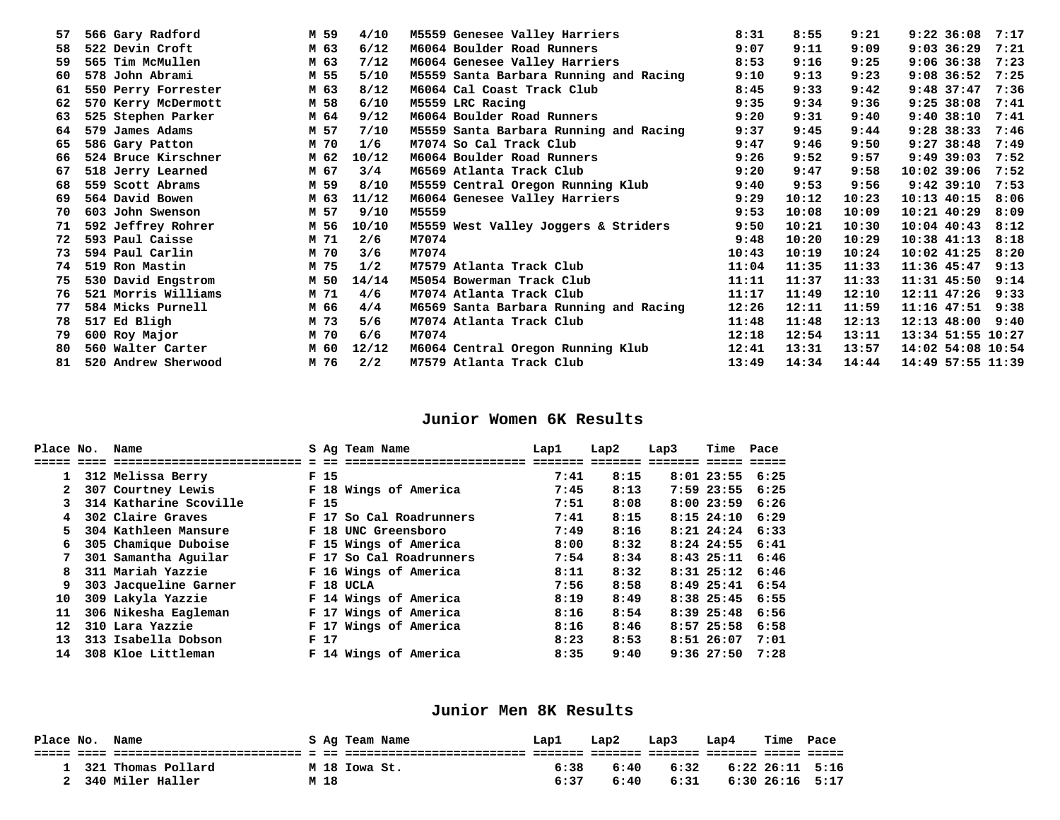| Place | No. | Name | S | Ag | Div Place | Division Team Name | Lap1 | Lap2 | Lap3 | Lap4 | Time | Pace |
|---|---|---|---|---|---|---|---|---|---|---|---|---|
| 57 | 566 | Gary Radford | M | 59 | 4/10 | M5559 Genesee Valley Harriers | 8:31 | 8:55 | 9:21 | 9:22 | 36:08 | 7:17 |
| 58 | 522 | Devin Croft | M | 63 | 6/12 | M6064 Boulder Road Runners | 9:07 | 9:11 | 9:09 | 9:03 | 36:29 | 7:21 |
| 59 | 565 | Tim McMullen | M | 63 | 7/12 | M6064 Genesee Valley Harriers | 8:53 | 9:16 | 9:25 | 9:06 | 36:38 | 7:23 |
| 60 | 578 | John Abrami | M | 55 | 5/10 | M5559 Santa Barbara Running and Racing | 9:10 | 9:13 | 9:23 | 9:08 | 36:52 | 7:25 |
| 61 | 550 | Perry Forrester | M | 63 | 8/12 | M6064 Cal Coast Track Club | 8:45 | 9:33 | 9:42 | 9:48 | 37:47 | 7:36 |
| 62 | 570 | Kerry McDermott | M | 58 | 6/10 | M5559 LRC Racing | 9:35 | 9:34 | 9:36 | 9:25 | 38:08 | 7:41 |
| 63 | 525 | Stephen Parker | M | 64 | 9/12 | M6064 Boulder Road Runners | 9:20 | 9:31 | 9:40 | 9:40 | 38:10 | 7:41 |
| 64 | 579 | James Adams | M | 57 | 7/10 | M5559 Santa Barbara Running and Racing | 9:37 | 9:45 | 9:44 | 9:28 | 38:33 | 7:46 |
| 65 | 586 | Gary Patton | M | 70 | 1/6 | M7074 So Cal Track Club | 9:47 | 9:46 | 9:50 | 9:27 | 38:48 | 7:49 |
| 66 | 524 | Bruce Kirschner | M | 62 | 10/12 | M6064 Boulder Road Runners | 9:26 | 9:52 | 9:57 | 9:49 | 39:03 | 7:52 |
| 67 | 518 | Jerry Learned | M | 67 | 3/4 | M6569 Atlanta Track Club | 9:20 | 9:47 | 9:58 | 10:02 | 39:06 | 7:52 |
| 68 | 559 | Scott Abrams | M | 59 | 8/10 | M5559 Central Oregon Running Klub | 9:40 | 9:53 | 9:56 | 9:42 | 39:10 | 7:53 |
| 69 | 564 | David Bowen | M | 63 | 11/12 | M6064 Genesee Valley Harriers | 9:29 | 10:12 | 10:23 | 10:13 | 40:15 | 8:06 |
| 70 | 603 | John Swenson | M | 57 | 9/10 | M5559 | 9:53 | 10:08 | 10:09 | 10:21 | 40:29 | 8:09 |
| 71 | 592 | Jeffrey Rohrer | M | 56 | 10/10 | M5559 West Valley Joggers & Striders | 9:50 | 10:21 | 10:30 | 10:04 | 40:43 | 8:12 |
| 72 | 593 | Paul Caisse | M | 71 | 2/6 | M7074 | 9:48 | 10:20 | 10:29 | 10:38 | 41:13 | 8:18 |
| 73 | 594 | Paul Carlin | M | 70 | 3/6 | M7074 | 10:43 | 10:19 | 10:24 | 10:02 | 41:25 | 8:20 |
| 74 | 519 | Ron Mastin | M | 75 | 1/2 | M7579 Atlanta Track Club | 11:04 | 11:35 | 11:33 | 11:36 | 45:47 | 9:13 |
| 75 | 530 | David Engstrom | M | 50 | 14/14 | M5054 Bowerman Track Club | 11:11 | 11:37 | 11:33 | 11:31 | 45:50 | 9:14 |
| 76 | 521 | Morris Williams | M | 71 | 4/6 | M7074 Atlanta Track Club | 11:17 | 11:49 | 12:10 | 12:11 | 47:26 | 9:33 |
| 77 | 584 | Micks Purnell | M | 66 | 4/4 | M6569 Santa Barbara Running and Racing | 12:26 | 12:11 | 11:59 | 11:16 | 47:51 | 9:38 |
| 78 | 517 | Ed Bligh | M | 73 | 5/6 | M7074 Atlanta Track Club | 11:48 | 11:48 | 12:13 | 12:13 | 48:00 | 9:40 |
| 79 | 600 | Roy Major | M | 70 | 6/6 | M7074 | 12:18 | 12:54 | 13:11 | 13:34 | 51:55 | 10:27 |
| 80 | 560 | Walter Carter | M | 60 | 12/12 | M6064 Central Oregon Running Klub | 12:41 | 13:31 | 13:57 | 14:02 | 54:08 | 10:54 |
| 81 | 520 | Andrew Sherwood | M | 76 | 2/2 | M7579 Atlanta Track Club | 13:49 | 14:34 | 14:44 | 14:49 | 57:55 | 11:39 |

## Junior Women 6K Results

| Place | No. | Name | S | Ag | Team Name | Lap1 | Lap2 | Lap3 | Time | Pace |
|---|---|---|---|---|---|---|---|---|---|---|
| 1 | 312 | Melissa Berry | F | 15 | | 7:41 | 8:15 | 8:01 | 23:55 | 6:25 |
| 2 | 307 | Courtney Lewis | F | 18 | Wings of America | 7:45 | 8:13 | 7:59 | 23:55 | 6:25 |
| 3 | 314 | Katharine Scoville | F | 15 | | 7:51 | 8:08 | 8:00 | 23:59 | 6:26 |
| 4 | 302 | Claire Graves | F | 17 | So Cal Roadrunners | 7:41 | 8:15 | 8:15 | 24:10 | 6:29 |
| 5 | 304 | Kathleen Mansure | F | 18 | UNC Greensboro | 7:49 | 8:16 | 8:21 | 24:24 | 6:33 |
| 6 | 305 | Chamique Duboise | F | 15 | Wings of America | 8:00 | 8:32 | 8:24 | 24:55 | 6:41 |
| 7 | 301 | Samantha Aguilar | F | 17 | So Cal Roadrunners | 7:54 | 8:34 | 8:43 | 25:11 | 6:46 |
| 8 | 311 | Mariah Yazzie | F | 16 | Wings of America | 8:11 | 8:32 | 8:31 | 25:12 | 6:46 |
| 9 | 303 | Jacqueline Garner | F | 18 | UCLA | 7:56 | 8:58 | 8:49 | 25:41 | 6:54 |
| 10 | 309 | Lakyla Yazzie | F | 14 | Wings of America | 8:19 | 8:49 | 8:38 | 25:45 | 6:55 |
| 11 | 306 | Nikesha Eagleman | F | 17 | Wings of America | 8:16 | 8:54 | 8:39 | 25:48 | 6:56 |
| 12 | 310 | Lara Yazzie | F | 17 | Wings of America | 8:16 | 8:46 | 8:57 | 25:58 | 6:58 |
| 13 | 313 | Isabella Dobson | F | 17 | | 8:23 | 8:53 | 8:51 | 26:07 | 7:01 |
| 14 | 308 | Kloe Littleman | F | 14 | Wings of America | 8:35 | 9:40 | 9:36 | 27:50 | 7:28 |

## Junior Men 8K Results

| Place | No. | Name | S | Ag | Team Name | Lap1 | Lap2 | Lap3 | Lap4 | Time | Pace |
|---|---|---|---|---|---|---|---|---|---|---|---|
| 1 | 321 | Thomas Pollard | M | 18 | Iowa St. | 6:38 | 6:40 | 6:32 | 6:22 | 26:11 | 5:16 |
| 2 | 340 | Miler Haller | M | 18 | | 6:37 | 6:40 | 6:31 | 6:30 | 26:16 | 5:17 |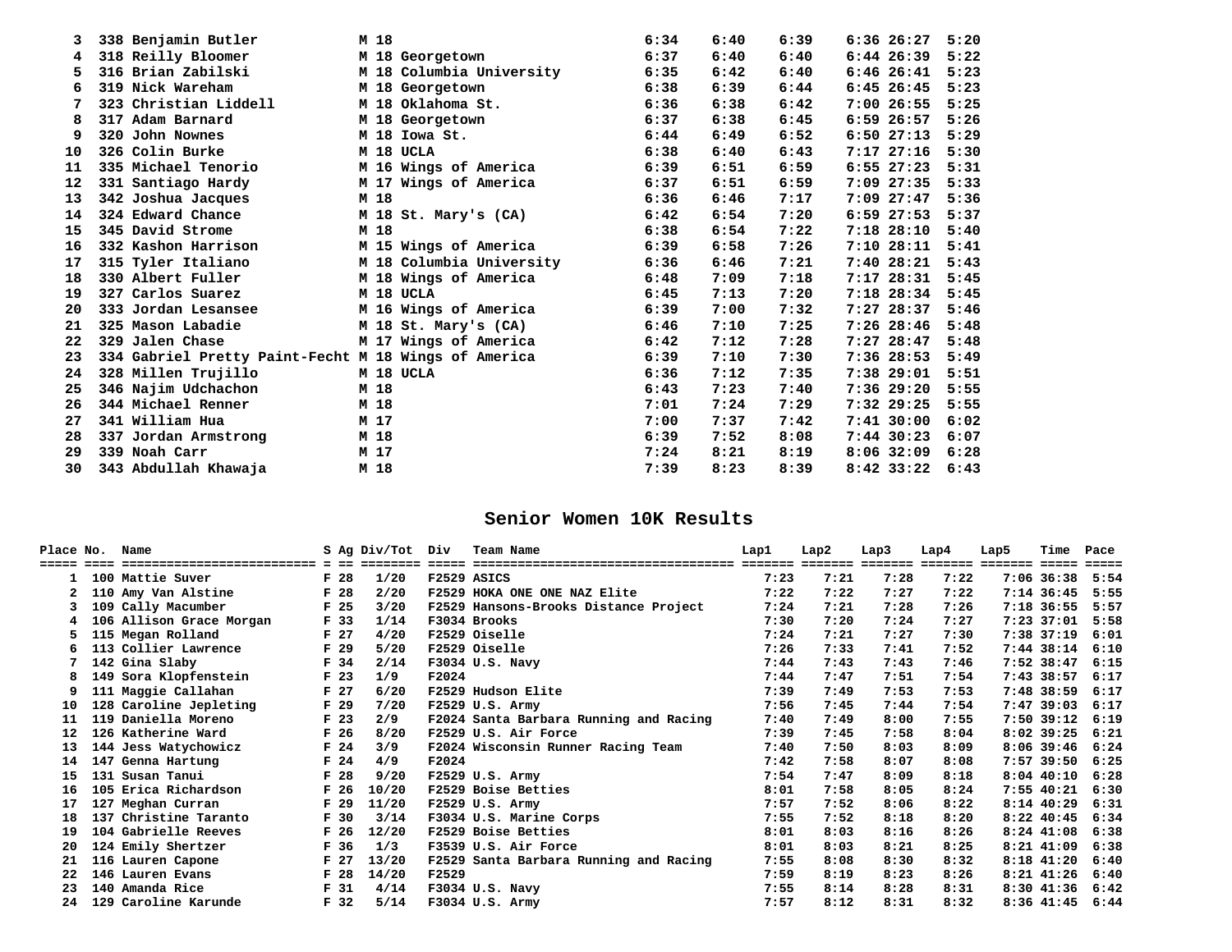| Place | No. | Name | S | Ag | Team Name | Lap1 | Lap2 | Lap3 | Lap4 | Time | Pace |
|---|---|---|---|---|---|---|---|---|---|---|---|
| 3 | 338 | Benjamin Butler | M | 18 | | 6:34 | 6:40 | 6:39 | 6:36 | 26:27 | 5:20 |
| 4 | 318 | Reilly Bloomer | M | 18 | Georgetown | 6:37 | 6:40 | 6:40 | 6:44 | 26:39 | 5:22 |
| 5 | 316 | Brian Zabilski | M | 18 | Columbia University | 6:35 | 6:42 | 6:40 | 6:46 | 26:41 | 5:23 |
| 6 | 319 | Nick Wareham | M | 18 | Georgetown | 6:38 | 6:39 | 6:44 | 6:45 | 26:45 | 5:23 |
| 7 | 323 | Christian Liddell | M | 18 | Oklahoma St. | 6:36 | 6:38 | 6:42 | 7:00 | 26:55 | 5:25 |
| 8 | 317 | Adam Barnard | M | 18 | Georgetown | 6:37 | 6:38 | 6:45 | 6:59 | 26:57 | 5:26 |
| 9 | 320 | John Nownes | M | 18 | Iowa St. | 6:44 | 6:49 | 6:52 | 6:50 | 27:13 | 5:29 |
| 10 | 326 | Colin Burke | M | 18 | UCLA | 6:38 | 6:40 | 6:43 | 7:17 | 27:16 | 5:30 |
| 11 | 335 | Michael Tenorio | M | 16 | Wings of America | 6:39 | 6:51 | 6:59 | 6:55 | 27:23 | 5:31 |
| 12 | 331 | Santiago Hardy | M | 17 | Wings of America | 6:37 | 6:51 | 6:59 | 7:09 | 27:35 | 5:33 |
| 13 | 342 | Joshua Jacques | M | 18 | | 6:36 | 6:46 | 7:17 | 7:09 | 27:47 | 5:36 |
| 14 | 324 | Edward Chance | M | 18 | St. Mary's (CA) | 6:42 | 6:54 | 7:20 | 6:59 | 27:53 | 5:37 |
| 15 | 345 | David Strome | M | 18 | | 6:38 | 6:54 | 7:22 | 7:18 | 28:10 | 5:40 |
| 16 | 332 | Kashon Harrison | M | 15 | Wings of America | 6:39 | 6:58 | 7:26 | 7:10 | 28:11 | 5:41 |
| 17 | 315 | Tyler Italiano | M | 18 | Columbia University | 6:36 | 6:46 | 7:21 | 7:40 | 28:21 | 5:43 |
| 18 | 330 | Albert Fuller | M | 18 | Wings of America | 6:48 | 7:09 | 7:18 | 7:17 | 28:31 | 5:45 |
| 19 | 327 | Carlos Suarez | M | 18 | UCLA | 6:45 | 7:13 | 7:20 | 7:18 | 28:34 | 5:45 |
| 20 | 333 | Jordan Lesansee | M | 16 | Wings of America | 6:39 | 7:00 | 7:32 | 7:27 | 28:37 | 5:46 |
| 21 | 325 | Mason Labadie | M | 18 | St. Mary's (CA) | 6:46 | 7:10 | 7:25 | 7:26 | 28:46 | 5:48 |
| 22 | 329 | Jalen Chase | M | 17 | Wings of America | 6:42 | 7:12 | 7:28 | 7:27 | 28:47 | 5:48 |
| 23 | 334 | Gabriel Pretty Paint-Fecht | M | 18 | Wings of America | 6:39 | 7:10 | 7:30 | 7:36 | 28:53 | 5:49 |
| 24 | 328 | Millen Trujillo | M | 18 | UCLA | 6:36 | 7:12 | 7:35 | 7:38 | 29:01 | 5:51 |
| 25 | 346 | Najim Udchachon | M | 18 | | 6:43 | 7:23 | 7:40 | 7:36 | 29:20 | 5:55 |
| 26 | 344 | Michael Renner | M | 18 | | 7:01 | 7:24 | 7:29 | 7:32 | 29:25 | 5:55 |
| 27 | 341 | William Hua | M | 17 | | 7:00 | 7:37 | 7:42 | 7:41 | 30:00 | 6:02 |
| 28 | 337 | Jordan Armstrong | M | 18 | | 6:39 | 7:52 | 8:08 | 7:44 | 30:23 | 6:07 |
| 29 | 339 | Noah Carr | M | 17 | | 7:24 | 8:21 | 8:19 | 8:06 | 32:09 | 6:28 |
| 30 | 343 | Abdullah Khawaja | M | 18 | | 7:39 | 8:23 | 8:39 | 8:42 | 33:22 | 6:43 |

## Senior Women 10K Results

| Place | No. | Name | S | Ag | Div/Tot | Div | Team Name | Lap1 | Lap2 | Lap3 | Lap4 | Lap5 | Time | Pace |
|---|---|---|---|---|---|---|---|---|---|---|---|---|---|---|
| 1 | 100 | Mattie Suver | F | 28 | 1/20 | F2529 | ASICS | 7:23 | 7:21 | 7:28 | 7:22 | 7:06 | 36:38 | 5:54 |
| 2 | 110 | Amy Van Alstine | F | 28 | 2/20 | F2529 | HOKA ONE ONE NAZ Elite | 7:22 | 7:22 | 7:27 | 7:22 | 7:14 | 36:45 | 5:55 |
| 3 | 109 | Cally Macumber | F | 25 | 3/20 | F2529 | Hansons-Brooks Distance Project | 7:24 | 7:21 | 7:28 | 7:26 | 7:18 | 36:55 | 5:57 |
| 4 | 106 | Allison Grace Morgan | F | 33 | 1/14 | F3034 | Brooks | 7:30 | 7:20 | 7:24 | 7:27 | 7:23 | 37:01 | 5:58 |
| 5 | 115 | Megan Rolland | F | 27 | 4/20 | F2529 | Oiselle | 7:24 | 7:21 | 7:27 | 7:30 | 7:38 | 37:19 | 6:01 |
| 6 | 113 | Collier Lawrence | F | 29 | 5/20 | F2529 | Oiselle | 7:26 | 7:33 | 7:41 | 7:52 | 7:44 | 38:14 | 6:10 |
| 7 | 142 | Gina Slaby | F | 34 | 2/14 | F3034 | U.S. Navy | 7:44 | 7:43 | 7:43 | 7:46 | 7:52 | 38:47 | 6:15 |
| 8 | 149 | Sora Klopfenstein | F | 23 | 1/9 | F2024 | | 7:44 | 7:47 | 7:51 | 7:54 | 7:43 | 38:57 | 6:17 |
| 9 | 111 | Maggie Callahan | F | 27 | 6/20 | F2529 | Hudson Elite | 7:39 | 7:49 | 7:53 | 7:53 | 7:48 | 38:59 | 6:17 |
| 10 | 128 | Caroline Jepleting | F | 29 | 7/20 | F2529 | U.S. Army | 7:56 | 7:45 | 7:44 | 7:54 | 7:47 | 39:03 | 6:17 |
| 11 | 119 | Daniella Moreno | F | 23 | 2/9 | F2024 | Santa Barbara Running and Racing | 7:40 | 7:49 | 8:00 | 7:55 | 7:50 | 39:12 | 6:19 |
| 12 | 126 | Katherine Ward | F | 26 | 8/20 | F2529 | U.S. Air Force | 7:39 | 7:45 | 7:58 | 8:04 | 8:02 | 39:25 | 6:21 |
| 13 | 144 | Jess Watychowicz | F | 24 | 3/9 | F2024 | Wisconsin Runner Racing Team | 7:40 | 7:50 | 8:03 | 8:09 | 8:06 | 39:46 | 6:24 |
| 14 | 147 | Genna Hartung | F | 24 | 4/9 | F2024 | | 7:42 | 7:58 | 8:07 | 8:08 | 7:57 | 39:50 | 6:25 |
| 15 | 131 | Susan Tanui | F | 28 | 9/20 | F2529 | U.S. Army | 7:54 | 7:47 | 8:09 | 8:18 | 8:04 | 40:10 | 6:28 |
| 16 | 105 | Erica Richardson | F | 26 | 10/20 | F2529 | Boise Betties | 8:01 | 7:58 | 8:05 | 8:24 | 7:55 | 40:21 | 6:30 |
| 17 | 127 | Meghan Curran | F | 29 | 11/20 | F2529 | U.S. Army | 7:57 | 7:52 | 8:06 | 8:22 | 8:14 | 40:29 | 6:31 |
| 18 | 137 | Christine Taranto | F | 30 | 3/14 | F3034 | U.S. Marine Corps | 7:55 | 7:52 | 8:18 | 8:20 | 8:22 | 40:45 | 6:34 |
| 19 | 104 | Gabrielle Reeves | F | 26 | 12/20 | F2529 | Boise Betties | 8:01 | 8:03 | 8:16 | 8:26 | 8:24 | 41:08 | 6:38 |
| 20 | 124 | Emily Shertzer | F | 36 | 1/3 | F3539 | U.S. Air Force | 8:01 | 8:03 | 8:21 | 8:25 | 8:21 | 41:09 | 6:38 |
| 21 | 116 | Lauren Capone | F | 27 | 13/20 | F2529 | Santa Barbara Running and Racing | 7:55 | 8:08 | 8:30 | 8:32 | 8:18 | 41:20 | 6:40 |
| 22 | 146 | Lauren Evans | F | 28 | 14/20 | F2529 | | 7:59 | 8:19 | 8:23 | 8:26 | 8:21 | 41:26 | 6:40 |
| 23 | 140 | Amanda Rice | F | 31 | 4/14 | F3034 | U.S. Navy | 7:55 | 8:14 | 8:28 | 8:31 | 8:30 | 41:36 | 6:42 |
| 24 | 129 | Caroline Karunde | F | 32 | 5/14 | F3034 | U.S. Army | 7:57 | 8:12 | 8:31 | 8:32 | 8:36 | 41:45 | 6:44 |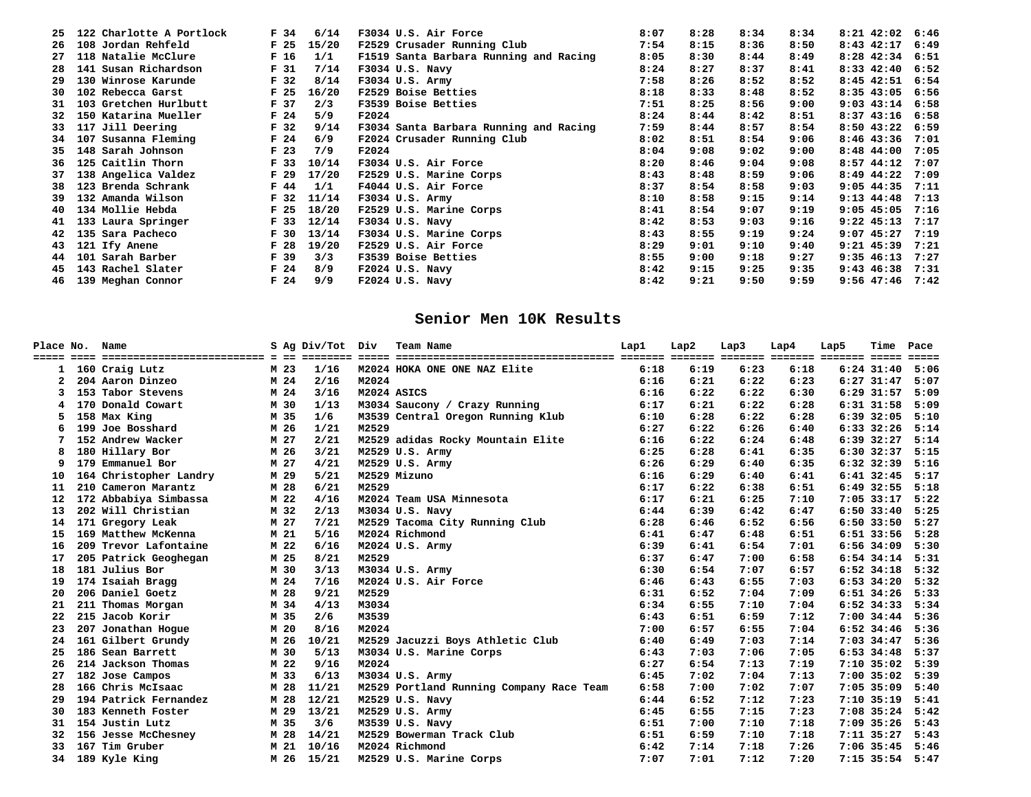| Place | No. | Name | S | Ag | Div/Tot | Div | Team Name | Lap1 | Lap2 | Lap3 | Lap4 | Lap5 | Time | Pace |
|---|---|---|---|---|---|---|---|---|---|---|---|---|---|---|
| 25 | 122 | Charlotte A Portlock | F | 34 | 6/14 | F3034 | U.S. Air Force | 8:07 | 8:28 | 8:34 | 8:34 | 8:21 | 42:02 | 6:46 |
| 26 | 108 | Jordan Rehfeld | F | 25 | 15/20 | F2529 | Crusader Running Club | 7:54 | 8:15 | 8:36 | 8:50 | 8:43 | 42:17 | 6:49 |
| 27 | 118 | Natalie McClure | F | 16 | 1/1 | F1519 | Santa Barbara Running and Racing | 8:05 | 8:30 | 8:44 | 8:49 | 8:28 | 42:34 | 6:51 |
| 28 | 141 | Susan Richardson | F | 31 | 7/14 | F3034 | U.S. Navy | 8:24 | 8:27 | 8:37 | 8:41 | 8:33 | 42:40 | 6:52 |
| 29 | 130 | Winrose Karunde | F | 32 | 8/14 | F3034 | U.S. Army | 7:58 | 8:26 | 8:52 | 8:52 | 8:45 | 42:51 | 6:54 |
| 30 | 102 | Rebecca Garst | F | 25 | 16/20 | F2529 | Boise Betties | 8:18 | 8:33 | 8:48 | 8:52 | 8:35 | 43:05 | 6:56 |
| 31 | 103 | Gretchen Hurlbutt | F | 37 | 2/3 | F3539 | Boise Betties | 7:51 | 8:25 | 8:56 | 9:00 | 9:03 | 43:14 | 6:58 |
| 32 | 150 | Katarina Mueller | F | 24 | 5/9 | F2024 | | 8:24 | 8:44 | 8:42 | 8:51 | 8:37 | 43:16 | 6:58 |
| 33 | 117 | Jill Deering | F | 32 | 9/14 | F3034 | Santa Barbara Running and Racing | 7:59 | 8:44 | 8:57 | 8:54 | 8:50 | 43:22 | 6:59 |
| 34 | 107 | Susanna Fleming | F | 24 | 6/9 | F2024 | Crusader Running Club | 8:02 | 8:51 | 8:54 | 9:06 | 8:46 | 43:36 | 7:01 |
| 35 | 148 | Sarah Johnson | F | 23 | 7/9 | F2024 | | 8:04 | 9:08 | 9:02 | 9:00 | 8:48 | 44:00 | 7:05 |
| 36 | 125 | Caitlin Thorn | F | 33 | 10/14 | F3034 | U.S. Air Force | 8:20 | 8:46 | 9:04 | 9:08 | 8:57 | 44:12 | 7:07 |
| 37 | 138 | Angelica Valdez | F | 29 | 17/20 | F2529 | U.S. Marine Corps | 8:43 | 8:48 | 8:59 | 9:06 | 8:49 | 44:22 | 7:09 |
| 38 | 123 | Brenda Schrank | F | 44 | 1/1 | F4044 | U.S. Air Force | 8:37 | 8:54 | 8:58 | 9:03 | 9:05 | 44:35 | 7:11 |
| 39 | 132 | Amanda Wilson | F | 32 | 11/14 | F3034 | U.S. Army | 8:10 | 8:58 | 9:15 | 9:14 | 9:13 | 44:48 | 7:13 |
| 40 | 134 | Mollie Hebda | F | 25 | 18/20 | F2529 | U.S. Marine Corps | 8:41 | 8:54 | 9:07 | 9:19 | 9:05 | 45:05 | 7:16 |
| 41 | 133 | Laura Springer | F | 33 | 12/14 | F3034 | U.S. Navy | 8:42 | 8:53 | 9:03 | 9:16 | 9:22 | 45:13 | 7:17 |
| 42 | 135 | Sara Pacheco | F | 30 | 13/14 | F3034 | U.S. Marine Corps | 8:43 | 8:55 | 9:19 | 9:24 | 9:07 | 45:27 | 7:19 |
| 43 | 121 | Ify Anene | F | 28 | 19/20 | F2529 | U.S. Air Force | 8:29 | 9:01 | 9:10 | 9:40 | 9:21 | 45:39 | 7:21 |
| 44 | 101 | Sarah Barber | F | 39 | 3/3 | F3539 | Boise Betties | 8:55 | 9:00 | 9:18 | 9:27 | 9:35 | 46:13 | 7:27 |
| 45 | 143 | Rachel Slater | F | 24 | 8/9 | F2024 | U.S. Navy | 8:42 | 9:15 | 9:25 | 9:35 | 9:43 | 46:38 | 7:31 |
| 46 | 139 | Meghan Connor | F | 24 | 9/9 | F2024 | U.S. Navy | 8:42 | 9:21 | 9:50 | 9:59 | 9:56 | 47:46 | 7:42 |

## Senior Men 10K Results

| Place | No. | Name | S | Ag | Div/Tot | Div | Team Name | Lap1 | Lap2 | Lap3 | Lap4 | Lap5 | Time | Pace |
|---|---|---|---|---|---|---|---|---|---|---|---|---|---|---|
| 1 | 160 | Craig Lutz | M | 23 | 1/16 | M2024 | HOKA ONE ONE NAZ Elite | 6:18 | 6:19 | 6:23 | 6:18 | 6:24 | 31:40 | 5:06 |
| 2 | 204 | Aaron Dinzeo | M | 24 | 2/16 | M2024 | | 6:16 | 6:21 | 6:22 | 6:23 | 6:27 | 31:47 | 5:07 |
| 3 | 153 | Tabor Stevens | M | 24 | 3/16 | M2024 | ASICS | 6:16 | 6:22 | 6:22 | 6:30 | 6:29 | 31:57 | 5:09 |
| 4 | 170 | Donald Cowart | M | 30 | 1/13 | M3034 | Saucony / Crazy Running | 6:17 | 6:21 | 6:22 | 6:28 | 6:31 | 31:58 | 5:09 |
| 5 | 158 | Max King | M | 35 | 1/6 | M3539 | Central Oregon Running Klub | 6:10 | 6:28 | 6:22 | 6:28 | 6:39 | 32:05 | 5:10 |
| 6 | 199 | Joe Bosshard | M | 26 | 1/21 | M2529 | | 6:27 | 6:22 | 6:26 | 6:40 | 6:33 | 32:26 | 5:14 |
| 7 | 152 | Andrew Wacker | M | 27 | 2/21 | M2529 | adidas Rocky Mountain Elite | 6:16 | 6:22 | 6:24 | 6:48 | 6:39 | 32:27 | 5:14 |
| 8 | 180 | Hillary Bor | M | 26 | 3/21 | M2529 | U.S. Army | 6:25 | 6:28 | 6:41 | 6:35 | 6:30 | 32:37 | 5:15 |
| 9 | 179 | Emmanuel Bor | M | 27 | 4/21 | M2529 | U.S. Army | 6:26 | 6:29 | 6:40 | 6:35 | 6:32 | 32:39 | 5:16 |
| 10 | 164 | Christopher Landry | M | 29 | 5/21 | M2529 | Mizuno | 6:16 | 6:29 | 6:40 | 6:41 | 6:41 | 32:45 | 5:17 |
| 11 | 210 | Cameron Marantz | M | 28 | 6/21 | M2529 | | 6:17 | 6:22 | 6:38 | 6:51 | 6:49 | 32:55 | 5:18 |
| 12 | 172 | Abbabiya Simbassa | M | 22 | 4/16 | M2024 | Team USA Minnesota | 6:17 | 6:21 | 6:25 | 7:10 | 7:05 | 33:17 | 5:22 |
| 13 | 202 | Will Christian | M | 32 | 2/13 | M3034 | U.S. Navy | 6:44 | 6:39 | 6:42 | 6:47 | 6:50 | 33:40 | 5:25 |
| 14 | 171 | Gregory Leak | M | 27 | 7/21 | M2529 | Tacoma City Running Club | 6:28 | 6:46 | 6:52 | 6:56 | 6:50 | 33:50 | 5:27 |
| 15 | 169 | Matthew McKenna | M | 21 | 5/16 | M2024 | Richmond | 6:41 | 6:47 | 6:48 | 6:51 | 6:51 | 33:56 | 5:28 |
| 16 | 209 | Trevor Lafontaine | M | 22 | 6/16 | M2024 | U.S. Army | 6:39 | 6:41 | 6:54 | 7:01 | 6:56 | 34:09 | 5:30 |
| 17 | 205 | Patrick Geoghegan | M | 25 | 8/21 | M2529 | | 6:37 | 6:47 | 7:00 | 6:58 | 6:54 | 34:14 | 5:31 |
| 18 | 181 | Julius Bor | M | 30 | 3/13 | M3034 | U.S. Army | 6:30 | 6:54 | 7:07 | 6:57 | 6:52 | 34:18 | 5:32 |
| 19 | 174 | Isaiah Bragg | M | 24 | 7/16 | M2024 | U.S. Air Force | 6:46 | 6:43 | 6:55 | 7:03 | 6:53 | 34:20 | 5:32 |
| 20 | 206 | Daniel Goetz | M | 28 | 9/21 | M2529 | | 6:31 | 6:52 | 7:04 | 7:09 | 6:51 | 34:26 | 5:33 |
| 21 | 211 | Thomas Morgan | M | 34 | 4/13 | M3034 | | 6:34 | 6:55 | 7:10 | 7:04 | 6:52 | 34:33 | 5:34 |
| 22 | 215 | Jacob Korir | M | 35 | 2/6 | M3539 | | 6:43 | 6:51 | 6:59 | 7:12 | 7:00 | 34:44 | 5:36 |
| 23 | 207 | Jonathan Hogue | M | 20 | 8/16 | M2024 | | 7:00 | 6:57 | 6:55 | 7:04 | 6:52 | 34:46 | 5:36 |
| 24 | 161 | Gilbert Grundy | M | 26 | 10/21 | M2529 | Jacuzzi Boys Athletic Club | 6:40 | 6:49 | 7:03 | 7:14 | 7:03 | 34:47 | 5:36 |
| 25 | 186 | Sean Barrett | M | 30 | 5/13 | M3034 | U.S. Marine Corps | 6:43 | 7:03 | 7:06 | 7:05 | 6:53 | 34:48 | 5:37 |
| 26 | 214 | Jackson Thomas | M | 22 | 9/16 | M2024 | | 6:27 | 6:54 | 7:13 | 7:19 | 7:10 | 35:02 | 5:39 |
| 27 | 182 | Jose Campos | M | 33 | 6/13 | M3034 | U.S. Army | 6:45 | 7:02 | 7:04 | 7:13 | 7:00 | 35:02 | 5:39 |
| 28 | 166 | Chris McIsaac | M | 28 | 11/21 | M2529 | Portland Running Company Race Team | 6:58 | 7:00 | 7:02 | 7:07 | 7:05 | 35:09 | 5:40 |
| 29 | 194 | Patrick Fernandez | M | 28 | 12/21 | M2529 | U.S. Navy | 6:44 | 6:52 | 7:12 | 7:23 | 7:10 | 35:19 | 5:41 |
| 30 | 183 | Kenneth Foster | M | 29 | 13/21 | M2529 | U.S. Army | 6:45 | 6:55 | 7:15 | 7:23 | 7:08 | 35:24 | 5:42 |
| 31 | 154 | Justin Lutz | M | 35 | 3/6 | M3539 | U.S. Navy | 6:51 | 7:00 | 7:10 | 7:18 | 7:09 | 35:26 | 5:43 |
| 32 | 156 | Jesse McChesney | M | 28 | 14/21 | M2529 | Bowerman Track Club | 6:51 | 6:59 | 7:10 | 7:18 | 7:11 | 35:27 | 5:43 |
| 33 | 167 | Tim Gruber | M | 21 | 10/16 | M2024 | Richmond | 6:42 | 7:14 | 7:18 | 7:26 | 7:06 | 35:45 | 5:46 |
| 34 | 189 | Kyle King | M | 26 | 15/21 | M2529 | U.S. Marine Corps | 7:07 | 7:01 | 7:12 | 7:20 | 7:15 | 35:54 | 5:47 |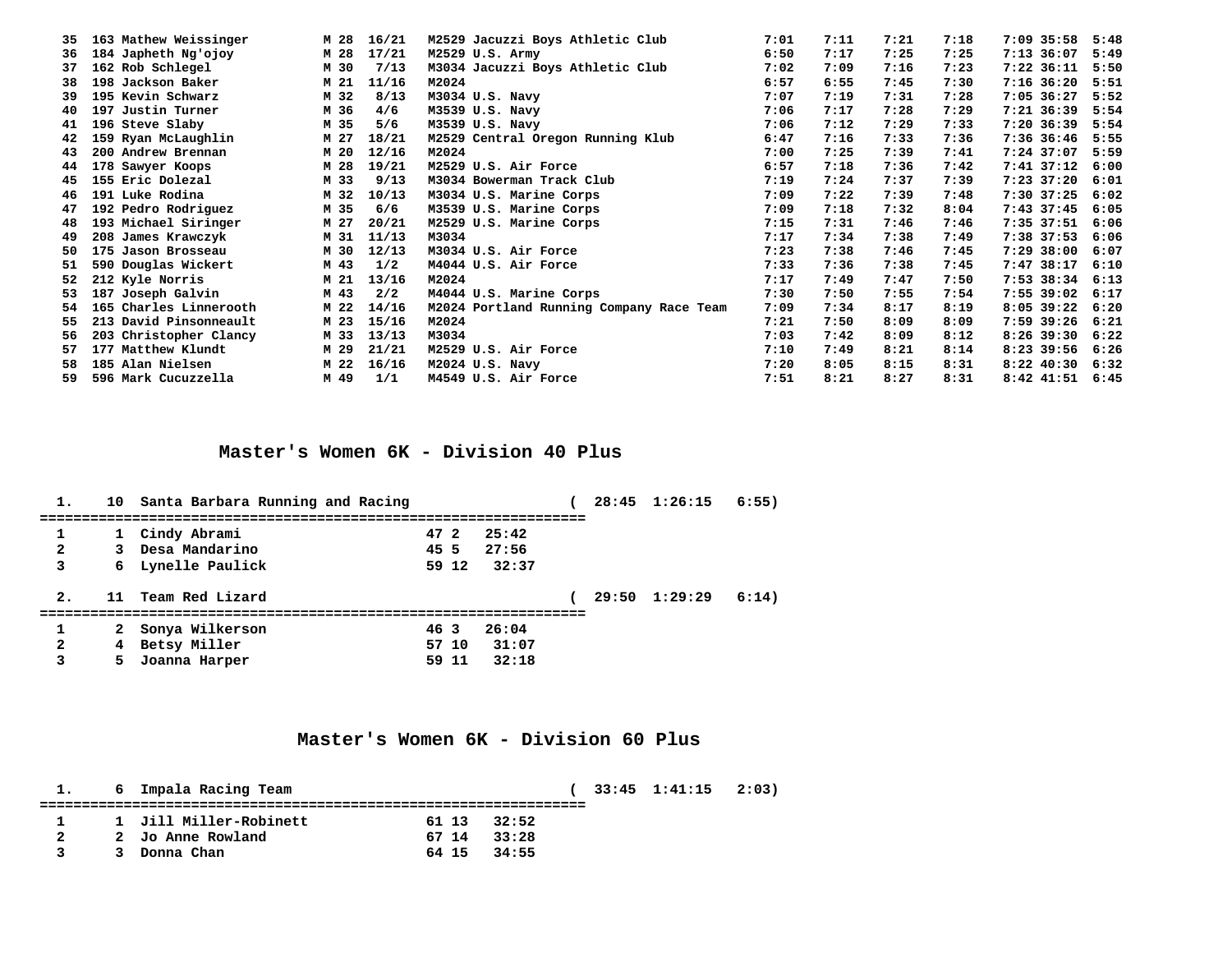| Place | Bib | Name | Sex/Age | Div Place | Division | Team | Split 1 | Split 2 | Split 3 | Split 4 | Split 5 | Time | Pace |
|---|---|---|---|---|---|---|---|---|---|---|---|---|---|
| 35 | 163 | Mathew Weissinger | M 28 | 16/21 | M2529 | Jacuzzi Boys Athletic Club | 7:01 | 7:11 | 7:21 | 7:18 | 7:09 | 35:58 | 5:48 |
| 36 | 184 | Japheth Ng'ojoy | M 28 | 17/21 | M2529 | U.S. Army | 6:50 | 7:17 | 7:25 | 7:25 | 7:13 | 36:07 | 5:49 |
| 37 | 162 | Rob Schlegel | M 30 | 7/13 | M3034 | Jacuzzi Boys Athletic Club | 7:02 | 7:09 | 7:16 | 7:23 | 7:22 | 36:11 | 5:50 |
| 38 | 198 | Jackson Baker | M 21 | 11/16 | M2024 | | 6:57 | 6:55 | 7:45 | 7:30 | 7:16 | 36:20 | 5:51 |
| 39 | 195 | Kevin Schwarz | M 32 | 8/13 | M3034 | U.S. Navy | 7:07 | 7:19 | 7:31 | 7:28 | 7:05 | 36:27 | 5:52 |
| 40 | 197 | Justin Turner | M 36 | 4/6 | M3539 | U.S. Navy | 7:06 | 7:17 | 7:28 | 7:29 | 7:21 | 36:39 | 5:54 |
| 41 | 196 | Steve Slaby | M 35 | 5/6 | M3539 | U.S. Navy | 7:06 | 7:12 | 7:29 | 7:33 | 7:20 | 36:39 | 5:54 |
| 42 | 159 | Ryan McLaughlin | M 27 | 18/21 | M2529 | Central Oregon Running Klub | 6:47 | 7:16 | 7:33 | 7:36 | 7:36 | 36:46 | 5:55 |
| 43 | 200 | Andrew Brennan | M 20 | 12/16 | M2024 | | 7:00 | 7:25 | 7:39 | 7:41 | 7:24 | 37:07 | 5:59 |
| 44 | 178 | Sawyer Koops | M 28 | 19/21 | M2529 | U.S. Air Force | 6:57 | 7:18 | 7:36 | 7:42 | 7:41 | 37:12 | 6:00 |
| 45 | 155 | Eric Dolezal | M 33 | 9/13 | M3034 | Bowerman Track Club | 7:19 | 7:24 | 7:37 | 7:39 | 7:23 | 37:20 | 6:01 |
| 46 | 191 | Luke Rodina | M 32 | 10/13 | M3034 | U.S. Marine Corps | 7:09 | 7:22 | 7:39 | 7:48 | 7:30 | 37:25 | 6:02 |
| 47 | 192 | Pedro Rodriguez | M 35 | 6/6 | M3539 | U.S. Marine Corps | 7:09 | 7:18 | 7:32 | 8:04 | 7:43 | 37:45 | 6:05 |
| 48 | 193 | Michael Siringer | M 27 | 20/21 | M2529 | U.S. Marine Corps | 7:15 | 7:31 | 7:46 | 7:46 | 7:35 | 37:51 | 6:06 |
| 49 | 208 | James Krawczyk | M 31 | 11/13 | M3034 | | 7:17 | 7:34 | 7:38 | 7:49 | 7:38 | 37:53 | 6:06 |
| 50 | 175 | Jason Brosseau | M 30 | 12/13 | M3034 | U.S. Air Force | 7:23 | 7:38 | 7:46 | 7:45 | 7:29 | 38:00 | 6:07 |
| 51 | 590 | Douglas Wickert | M 43 | 1/2 | M4044 | U.S. Air Force | 7:33 | 7:36 | 7:38 | 7:45 | 7:47 | 38:17 | 6:10 |
| 52 | 212 | Kyle Norris | M 21 | 13/16 | M2024 | | 7:17 | 7:49 | 7:47 | 7:50 | 7:53 | 38:34 | 6:13 |
| 53 | 187 | Joseph Galvin | M 43 | 2/2 | M4044 | U.S. Marine Corps | 7:30 | 7:50 | 7:55 | 7:54 | 7:55 | 39:02 | 6:17 |
| 54 | 165 | Charles Linnerooth | M 22 | 14/16 | M2024 | Portland Running Company Race Team | 7:09 | 7:34 | 8:17 | 8:19 | 8:05 | 39:22 | 6:20 |
| 55 | 213 | David Pinsonneault | M 23 | 15/16 | M2024 | | 7:21 | 7:50 | 8:09 | 8:09 | 7:59 | 39:26 | 6:21 |
| 56 | 203 | Christopher Clancy | M 33 | 13/13 | M3034 | | 7:03 | 7:42 | 8:09 | 8:12 | 8:26 | 39:30 | 6:22 |
| 57 | 177 | Matthew Klundt | M 29 | 21/21 | M2529 | U.S. Air Force | 7:10 | 7:49 | 8:21 | 8:14 | 8:23 | 39:56 | 6:26 |
| 58 | 185 | Alan Nielsen | M 22 | 16/16 | M2024 | U.S. Navy | 7:20 | 8:05 | 8:15 | 8:31 | 8:22 | 40:30 | 6:32 |
| 59 | 596 | Mark Cucuzzella | M 49 | 1/1 | M4549 | U.S. Air Force | 7:51 | 8:21 | 8:27 | 8:31 | 8:42 | 41:51 | 6:45 |

## Master's Women 6K - Division 40 Plus

**1. 10 Santa Barbara Running and Racing ( 28:45 1:26:15 6:55)**

| | | Name | Age | Place | Time |
|---|---|---|---|---|---|
| 1 | 1 | Cindy Abrami | 47 | 2 | 25:42 |
| 2 | 3 | Desa Mandarino | 45 | 5 | 27:56 |
| 3 | 6 | Lynelle Paulick | 59 | 12 | 32:37 |

**2. 11 Team Red Lizard ( 29:50 1:29:29 6:14)**

| | | Name | Age | Place | Time |
|---|---|---|---|---|---|
| 1 | 2 | Sonya Wilkerson | 46 | 3 | 26:04 |
| 2 | 4 | Betsy Miller | 57 | 10 | 31:07 |
| 3 | 5 | Joanna Harper | 59 | 11 | 32:18 |

## Master's Women 6K - Division 60 Plus

**1. 6 Impala Racing Team ( 33:45 1:41:15 2:03)**

| | | Name | Age | Place | Time |
|---|---|---|---|---|---|
| 1 | 1 | Jill Miller-Robinett | 61 | 13 | 32:52 |
| 2 | 2 | Jo Anne Rowland | 67 | 14 | 33:28 |
| 3 | 3 | Donna Chan | 64 | 15 | 34:55 |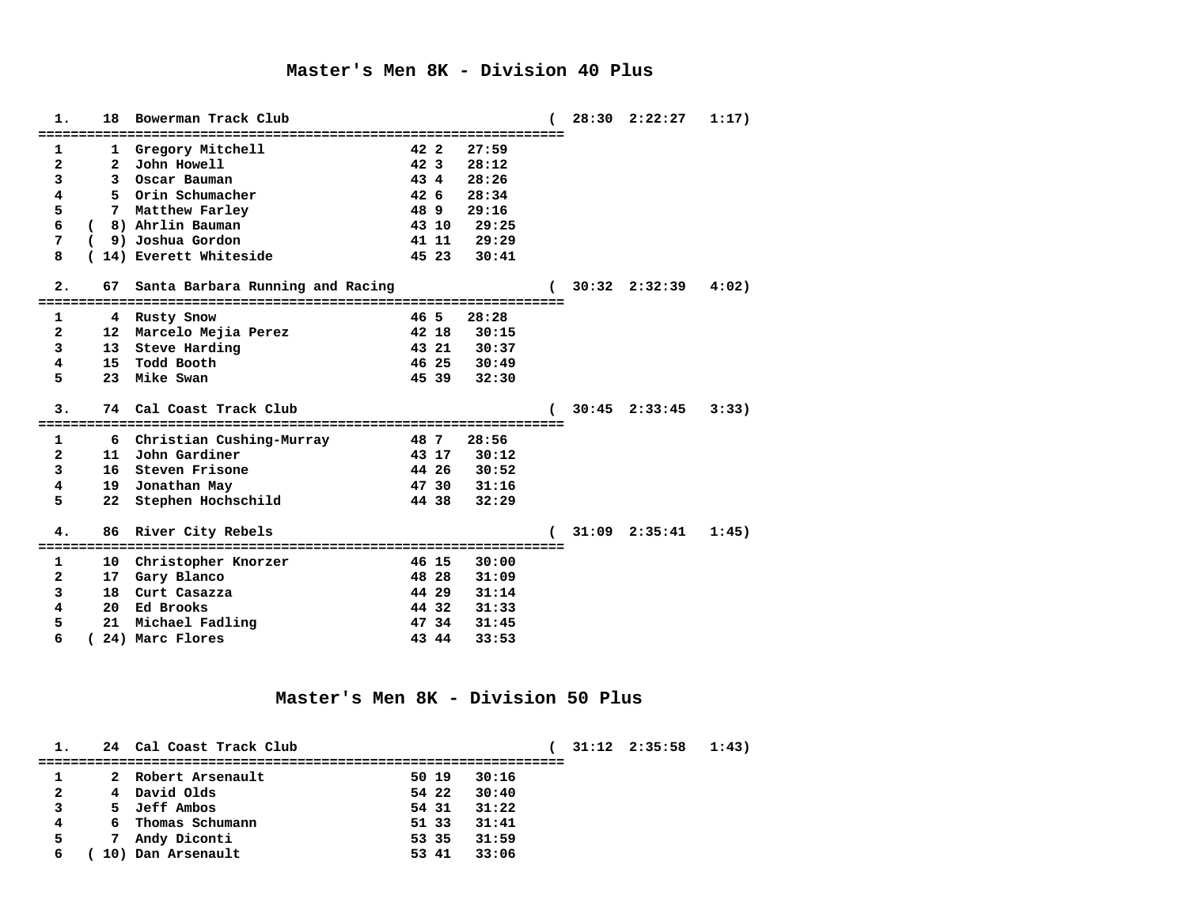## Master's Men 8K - Division 40 Plus

**1. 18 Bowerman Track Club ( 28:30 2:22:27 1:17)**

| | | Name | Age | Place | Time |
|---|---|---|---|---|---|
| 1 | 1 | Gregory Mitchell | 42 | 2 | 27:59 |
| 2 | 2 | John Howell | 42 | 3 | 28:12 |
| 3 | 3 | Oscar Bauman | 43 | 4 | 28:26 |
| 4 | 5 | Orin Schumacher | 42 | 6 | 28:34 |
| 5 | 7 | Matthew Farley | 48 | 9 | 29:16 |
| 6 | (8) | Ahrlin Bauman | 43 | 10 | 29:25 |
| 7 | (9) | Joshua Gordon | 41 | 11 | 29:29 |
| 8 | (14) | Everett Whiteside | 45 | 23 | 30:41 |

**2. 67 Santa Barbara Running and Racing ( 30:32 2:32:39 4:02)**

| | | Name | Age | Place | Time |
|---|---|---|---|---|---|
| 1 | 4 | Rusty Snow | 46 | 5 | 28:28 |
| 2 | 12 | Marcelo Mejia Perez | 42 | 18 | 30:15 |
| 3 | 13 | Steve Harding | 43 | 21 | 30:37 |
| 4 | 15 | Todd Booth | 46 | 25 | 30:49 |
| 5 | 23 | Mike Swan | 45 | 39 | 32:30 |

**3. 74 Cal Coast Track Club ( 30:45 2:33:45 3:33)**

| | | Name | Age | Place | Time |
|---|---|---|---|---|---|
| 1 | 6 | Christian Cushing-Murray | 48 | 7 | 28:56 |
| 2 | 11 | John Gardiner | 43 | 17 | 30:12 |
| 3 | 16 | Steven Frisone | 44 | 26 | 30:52 |
| 4 | 19 | Jonathan May | 47 | 30 | 31:16 |
| 5 | 22 | Stephen Hochschild | 44 | 38 | 32:29 |

**4. 86 River City Rebels ( 31:09 2:35:41 1:45)**

| | | Name | Age | Place | Time |
|---|---|---|---|---|---|
| 1 | 10 | Christopher Knorzer | 46 | 15 | 30:00 |
| 2 | 17 | Gary Blanco | 48 | 28 | 31:09 |
| 3 | 18 | Curt Casazza | 44 | 29 | 31:14 |
| 4 | 20 | Ed Brooks | 44 | 32 | 31:33 |
| 5 | 21 | Michael Fadling | 47 | 34 | 31:45 |
| 6 | (24) | Marc Flores | 43 | 44 | 33:53 |

## Master's Men 8K - Division 50 Plus

**1. 24 Cal Coast Track Club ( 31:12 2:35:58 1:43)**

| | | Name | Age | Place | Time |
|---|---|---|---|---|---|
| 1 | 2 | Robert Arsenault | 50 | 19 | 30:16 |
| 2 | 4 | David Olds | 54 | 22 | 30:40 |
| 3 | 5 | Jeff Ambos | 54 | 31 | 31:22 |
| 4 | 6 | Thomas Schumann | 51 | 33 | 31:41 |
| 5 | 7 | Andy Diconti | 53 | 35 | 31:59 |
| 6 | (10) | Dan Arsenault | 53 | 41 | 33:06 |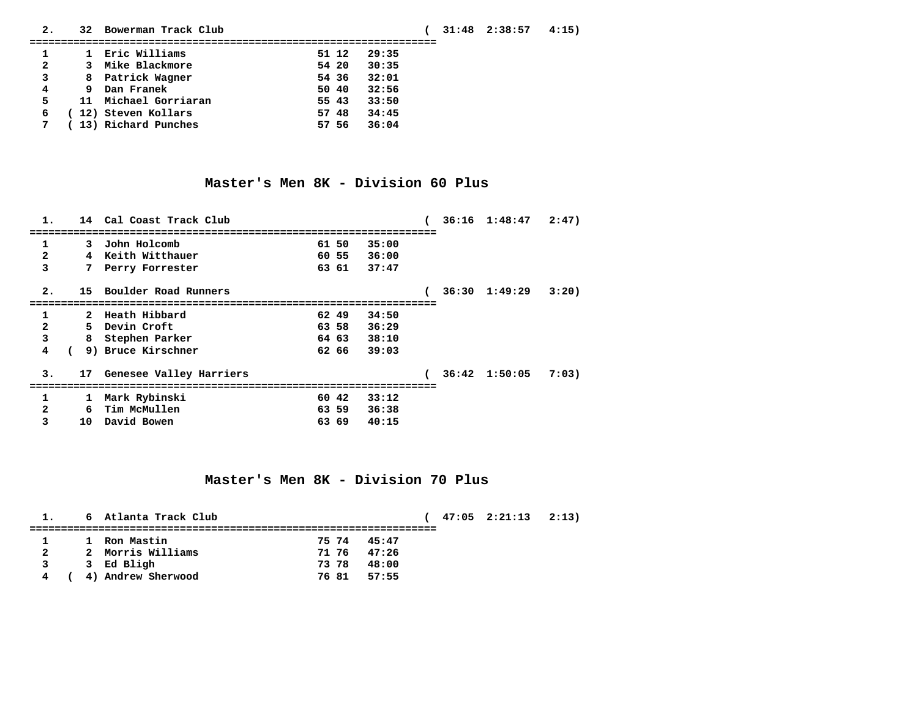```
  2.    32  Bowerman Track Club                                 (  31:48  2:38:57   4:15)
=================================================================
  1      1  Eric Williams                      51 12   29:35
  2      3  Mike Blackmore                     54 20   30:35
  3      8  Patrick Wagner                     54 36   32:01
  4      9  Dan Franek                         50 40   32:56
  5     11  Michael Gorriaran                  55 43   33:50
  6   ( 12) Steven Kollars                     57 48   34:45
  7   ( 13) Richard Punches                    57 56   36:04
```

## Master's Men 8K - Division 60 Plus

```
  1.    14  Cal Coast Track Club                                (  36:16  1:48:47   2:47)
=================================================================
  1      3  John Holcomb                       61 50   35:00
  2      4  Keith Witthauer                    60 55   36:00
  3      7  Perry Forrester                    63 61   37:47

  2.    15  Boulder Road Runners                                (  36:30  1:49:29   3:20)
=================================================================
  1      2  Heath Hibbard                      62 49   34:50
  2      5  Devin Croft                        63 58   36:29
  3      8  Stephen Parker                     64 63   38:10
  4   (  9) Bruce Kirschner                    62 66   39:03

  3.    17  Genesee Valley Harriers                             (  36:42  1:50:05   7:03)
=================================================================
  1      1  Mark Rybinski                      60 42   33:12
  2      6  Tim McMullen                       63 59   36:38
  3     10  David Bowen                        63 69   40:15
```

## Master's Men 8K - Division 70 Plus

```
  1.     6  Atlanta Track Club                                  (  47:05  2:21:13   2:13)
=================================================================
  1      1  Ron Mastin                         75 74   45:47
  2      2  Morris Williams                    71 76   47:26
  3      3  Ed Bligh                           73 78   48:00
  4   (  4) Andrew Sherwood                    76 81   57:55
```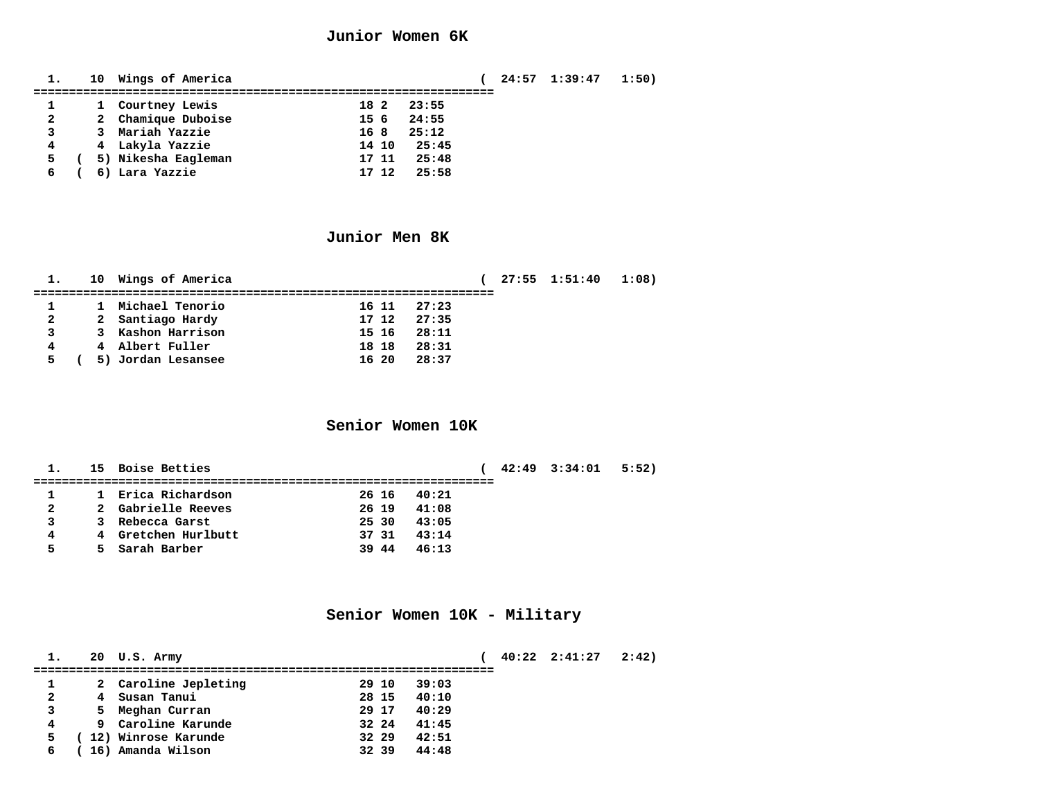## Junior Women 6K

| 1. | 10 | Wings of America | | | ( 24:57 1:39:47 1:50) |
|---|---|---|---|---|---|
| 1 | 1 | Courtney Lewis | 18 | 2 | 23:55 |
| 2 | 2 | Chamique Duboise | 15 | 6 | 24:55 |
| 3 | 3 | Mariah Yazzie | 16 | 8 | 25:12 |
| 4 | 4 | Lakyla Yazzie | 14 | 10 | 25:45 |
| 5 | ( 5) | Nikesha Eagleman | 17 | 11 | 25:48 |
| 6 | ( 6) | Lara Yazzie | 17 | 12 | 25:58 |

## Junior Men 8K

| 1. | 10 | Wings of America | | | ( 27:55 1:51:40 1:08) |
|---|---|---|---|---|---|
| 1 | 1 | Michael Tenorio | 16 | 11 | 27:23 |
| 2 | 2 | Santiago Hardy | 17 | 12 | 27:35 |
| 3 | 3 | Kashon Harrison | 15 | 16 | 28:11 |
| 4 | 4 | Albert Fuller | 18 | 18 | 28:31 |
| 5 | ( 5) | Jordan Lesansee | 16 | 20 | 28:37 |

## Senior Women 10K

| 1. | 15 | Boise Betties | | | ( 42:49 3:34:01 5:52) |
|---|---|---|---|---|---|
| 1 | 1 | Erica Richardson | 26 | 16 | 40:21 |
| 2 | 2 | Gabrielle Reeves | 26 | 19 | 41:08 |
| 3 | 3 | Rebecca Garst | 25 | 30 | 43:05 |
| 4 | 4 | Gretchen Hurlbutt | 37 | 31 | 43:14 |
| 5 | 5 | Sarah Barber | 39 | 44 | 46:13 |

## Senior Women 10K - Military

| 1. | 20 | U.S. Army | | | ( 40:22 2:41:27 2:42) |
|---|---|---|---|---|---|
| 1 | 2 | Caroline Jepleting | 29 | 10 | 39:03 |
| 2 | 4 | Susan Tanui | 28 | 15 | 40:10 |
| 3 | 5 | Meghan Curran | 29 | 17 | 40:29 |
| 4 | 9 | Caroline Karunde | 32 | 24 | 41:45 |
| 5 | ( 12) | Winrose Karunde | 32 | 29 | 42:51 |
| 6 | ( 16) | Amanda Wilson | 32 | 39 | 44:48 |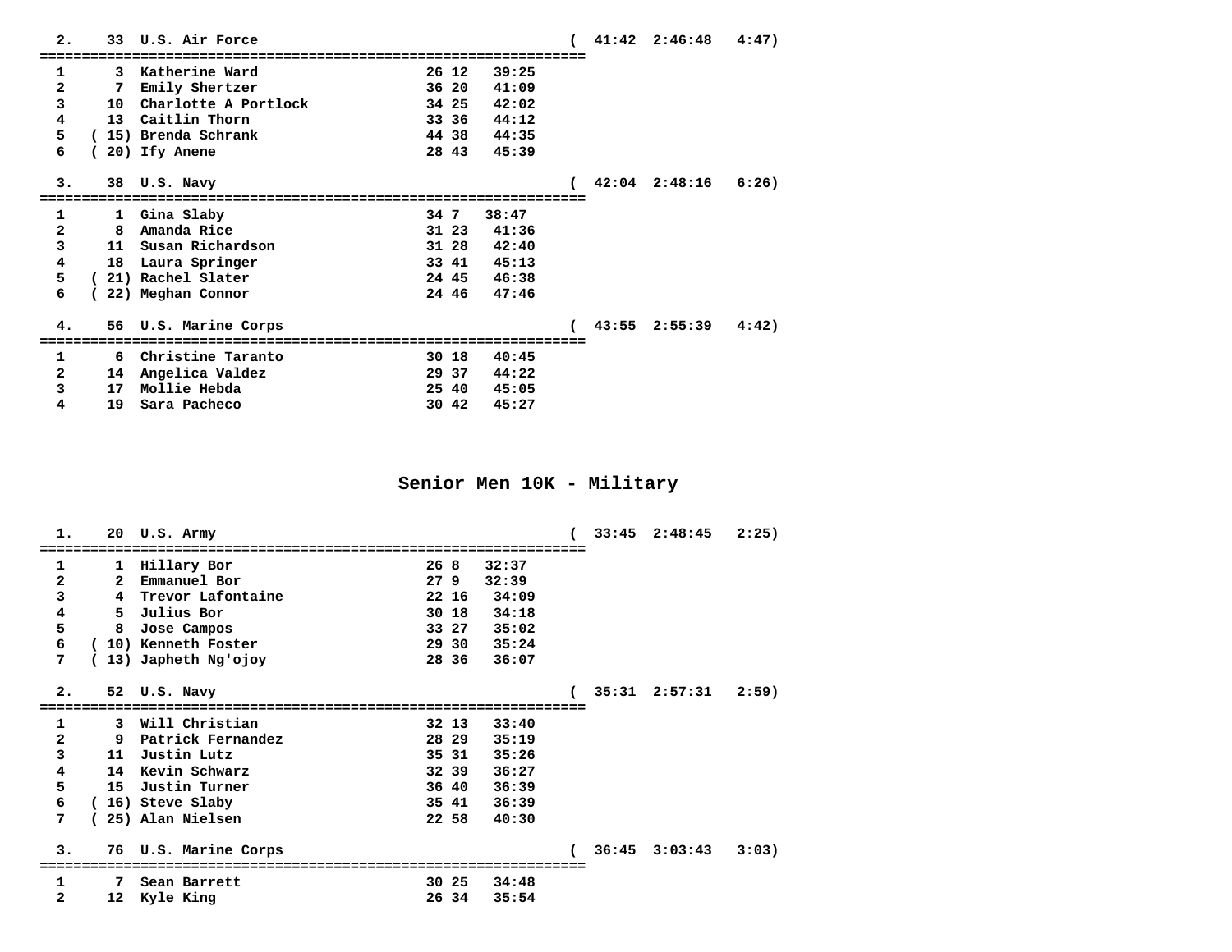```
  2.    33  U.S. Air Force                                  (  41:42  2:46:48   4:47)
=================================================================
  1      3  Katherine Ward                   26 12   39:25
  2      7  Emily Shertzer                   36 20   41:09
  3     10  Charlotte A Portlock             34 25   42:02
  4     13  Caitlin Thorn                    33 36   44:12
  5    ( 15) Brenda Schrank                  44 38   44:35
  6    ( 20) Ify Anene                       28 43   45:39

  3.    38  U.S. Navy                                       (  42:04  2:48:16   6:26)
=================================================================
  1      1  Gina Slaby                       34 7   38:47
  2      8  Amanda Rice                      31 23   41:36
  3     11  Susan Richardson                 31 28   42:40
  4     18  Laura Springer                   33 41   45:13
  5    ( 21) Rachel Slater                   24 45   46:38
  6    ( 22) Meghan Connor                   24 46   47:46

  4.    56  U.S. Marine Corps                               (  43:55  2:55:39   4:42)
=================================================================
  1      6  Christine Taranto                30 18   40:45
  2     14  Angelica Valdez                  29 37   44:22
  3     17  Mollie Hebda                     25 40   45:05
  4     19  Sara Pacheco                     30 42   45:27
```

## Senior Men 10K - Military

```
  1.    20  U.S. Army                                       (  33:45  2:48:45   2:25)
=================================================================
  1      1  Hillary Bor                      26 8   32:37
  2      2  Emmanuel Bor                     27 9   32:39
  3      4  Trevor Lafontaine                22 16   34:09
  4      5  Julius Bor                       30 18   34:18
  5      8  Jose Campos                      33 27   35:02
  6    ( 10) Kenneth Foster                  29 30   35:24
  7    ( 13) Japheth Ng'ojoy                 28 36   36:07

  2.    52  U.S. Navy                                       (  35:31  2:57:31   2:59)
=================================================================
  1      3  Will Christian                   32 13   33:40
  2      9  Patrick Fernandez                28 29   35:19
  3     11  Justin Lutz                      35 31   35:26
  4     14  Kevin Schwarz                    32 39   36:27
  5     15  Justin Turner                    36 40   36:39
  6    ( 16) Steve Slaby                     35 41   36:39
  7    ( 25) Alan Nielsen                    22 58   40:30

  3.    76  U.S. Marine Corps                               (  36:45  3:03:43   3:03)
=================================================================
  1      7  Sean Barrett                     30 25   34:48
  2     12  Kyle King                        26 34   35:54
```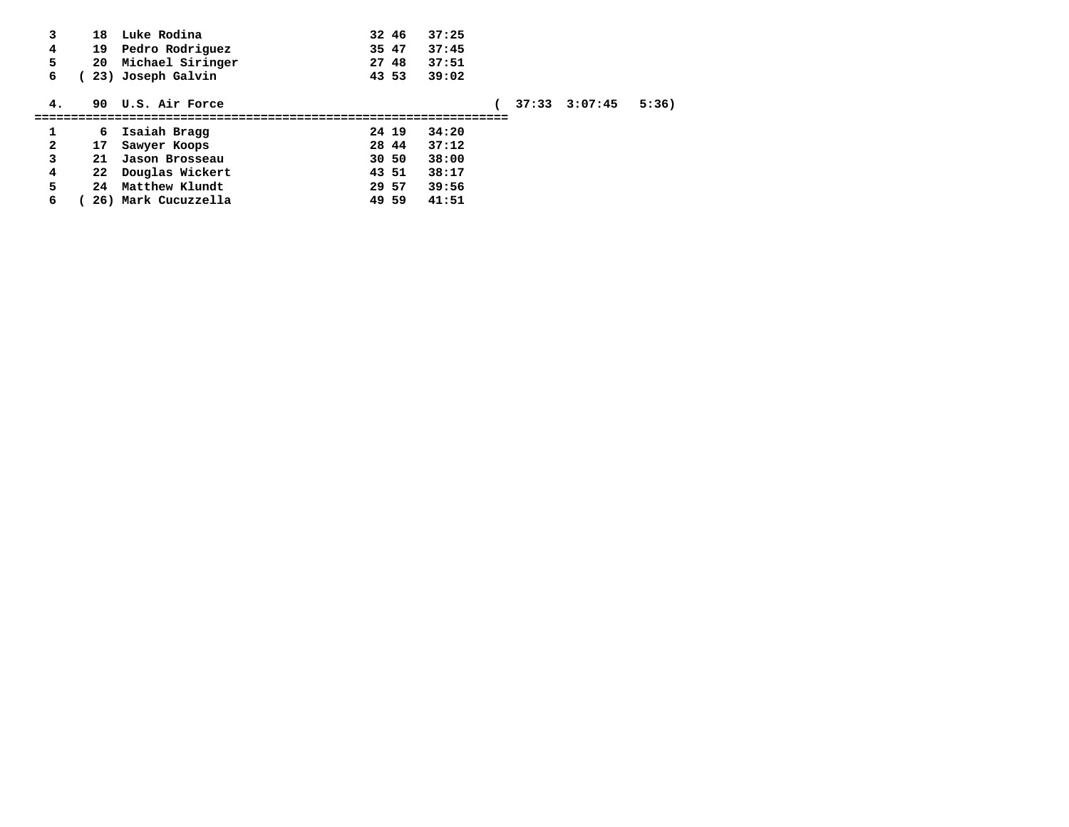```
  3     18  Luke Rodina                    32 46   37:25
  4     19  Pedro Rodriguez                35 47   37:45
  5     20  Michael Siringer               27 48   37:51
  6   ( 23) Joseph Galvin                  43 53   39:02

  4.    90  U.S. Air Force                                 (  37:33  3:07:45   5:36)
=================================================================
  1      6  Isaiah Bragg                   24 19   34:20
  2     17  Sawyer Koops                   28 44   37:12
  3     21  Jason Brosseau                 30 50   38:00
  4     22  Douglas Wickert                43 51   38:17
  5     24  Matthew Klundt                 29 57   39:56
  6   ( 26) Mark Cucuzzella                49 59   41:51
```